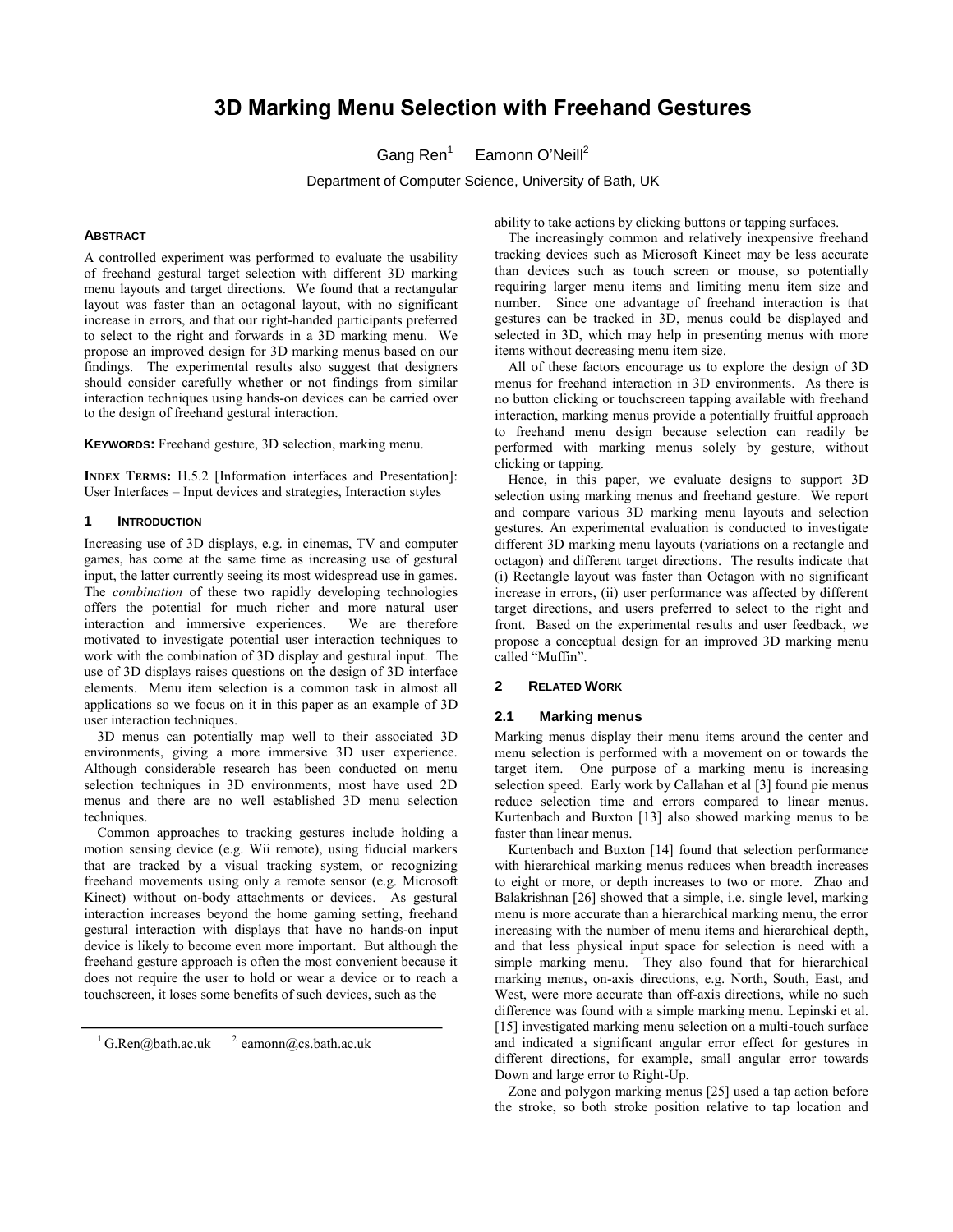# 3D Marking Menu Selection with Freehand Gestures

Gang Ren[1] Eamonn O'Neill[2]

Department of Computer Science, University of Bath, UK

## Abstract

A controlled experiment was performed to evaluate the usability of freehand gestural target selection with different 3D marking menu layouts and target directions. We found that a rectangular layout was faster than an octagonal layout, with no significant increase in errors, and that our right-handed participants preferred to select to the right and forwards in a 3D marking menu. We propose an improved design for 3D marking menus based on our findings. The experimental results also suggest that designers should consider carefully whether or not findings from similar interaction techniques using hands-on devices can be carried over to the design of freehand gestural interaction.

**Keywords:** Freehand gesture, 3D selection, marking menu.

**Index Terms:** H.5.2 [Information interfaces and Presentation]: User Interfaces – Input devices and strategies, Interaction styles

## 1 Introduction

Increasing use of 3D displays, e.g. in cinemas, TV and computer games, has come at the same time as increasing use of gestural input, the latter currently seeing its most widespread use in games. The *combination* of these two rapidly developing technologies offers the potential for much richer and more natural user interaction and immersive experiences. We are therefore motivated to investigate potential user interaction techniques to work with the combination of 3D display and gestural input. The use of 3D displays raises questions on the design of 3D interface elements. Menu item selection is a common task in almost all applications so we focus on it in this paper as an example of 3D user interaction techniques.

3D menus can potentially map well to their associated 3D environments, giving a more immersive 3D user experience. Although considerable research has been conducted on menu selection techniques in 3D environments, most have used 2D menus and there are no well established 3D menu selection techniques.

Common approaches to tracking gestures include holding a motion sensing device (e.g. Wii remote), using fiducial markers that are tracked by a visual tracking system, or recognizing freehand movements using only a remote sensor (e.g. Microsoft Kinect) without on-body attachments or devices. As gestural interaction increases beyond the home gaming setting, freehand gestural interaction with displays that have no hands-on input device is likely to become even more important. But although the freehand gesture approach is often the most convenient because it does not require the user to hold or wear a device or to reach a touchscreen, it loses some benefits of such devices, such as the ability to take actions by clicking buttons or tapping surfaces.

The increasingly common and relatively inexpensive freehand tracking devices such as Microsoft Kinect may be less accurate than devices such as touch screen or mouse, so potentially requiring larger menu items and limiting menu item size and number. Since one advantage of freehand interaction is that gestures can be tracked in 3D, menus could be displayed and selected in 3D, which may help in presenting menus with more items without decreasing menu item size.

All of these factors encourage us to explore the design of 3D menus for freehand interaction in 3D environments. As there is no button clicking or touchscreen tapping available with freehand interaction, marking menus provide a potentially fruitful approach to freehand menu design because selection can readily be performed with marking menus solely by gesture, without clicking or tapping.

Hence, in this paper, we evaluate designs to support 3D selection using marking menus and freehand gesture. We report and compare various 3D marking menu layouts and selection gestures. An experimental evaluation is conducted to investigate different 3D marking menu layouts (variations on a rectangle and octagon) and different target directions. The results indicate that (i) Rectangle layout was faster than Octagon with no significant increase in errors, (ii) user performance was affected by different target directions, and users preferred to select to the right and front. Based on the experimental results and user feedback, we propose a conceptual design for an improved 3D marking menu called "Muffin".

## 2 Related Work

### 2.1 Marking menus

Marking menus display their menu items around the center and menu selection is performed with a movement on or towards the target item. One purpose of a marking menu is increasing selection speed. Early work by Callahan et al [3] found pie menus reduce selection time and errors compared to linear menus. Kurtenbach and Buxton [13] also showed marking menus to be faster than linear menus.

Kurtenbach and Buxton [14] found that selection performance with hierarchical marking menus reduces when breadth increases to eight or more, or depth increases to two or more. Zhao and Balakrishnan [26] showed that a simple, i.e. single level, marking menu is more accurate than a hierarchical marking menu, the error increasing with the number of menu items and hierarchical depth, and that less physical input space for selection is need with a simple marking menu. They also found that for hierarchical marking menus, on-axis directions, e.g. North, South, East, and West, were more accurate than off-axis directions, while no such difference was found with a simple marking menu. Lepinski et al. [15] investigated marking menu selection on a multi-touch surface and indicated a significant angular error effect for gestures in different directions, for example, small angular error towards Down and large error to Right-Up.

Zone and polygon marking menus [25] used a tap action before the stroke, so both stroke position relative to tap location and

[1] G.Ren@bath.ac.uk [2] eamonn@cs.bath.ac.uk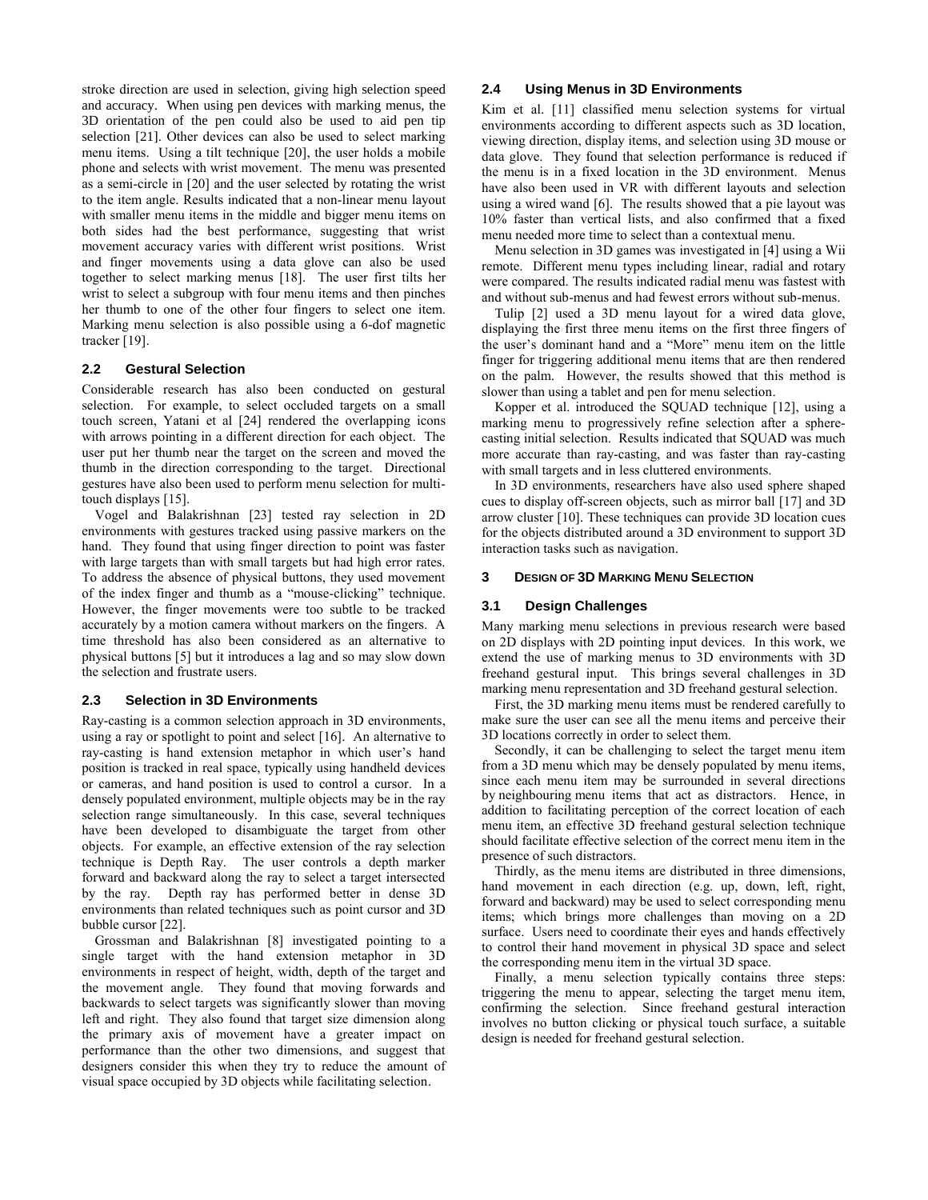stroke direction are used in selection, giving high selection speed and accuracy. When using pen devices with marking menus, the 3D orientation of the pen could also be used to aid pen tip selection [21]. Other devices can also be used to select marking menu items. Using a tilt technique [20], the user holds a mobile phone and selects with wrist movement. The menu was presented as a semi-circle in [20] and the user selected by rotating the wrist to the item angle. Results indicated that a non-linear menu layout with smaller menu items in the middle and bigger menu items on both sides had the best performance, suggesting that wrist movement accuracy varies with different wrist positions. Wrist and finger movements using a data glove can also be used together to select marking menus [18]. The user first tilts her wrist to select a subgroup with four menu items and then pinches her thumb to one of the other four fingers to select one item. Marking menu selection is also possible using a 6-dof magnetic tracker [19].

### 2.2 Gestural Selection

Considerable research has also been conducted on gestural selection. For example, to select occluded targets on a small touch screen, Yatani et al [24] rendered the overlapping icons with arrows pointing in a different direction for each object. The user put her thumb near the target on the screen and moved the thumb in the direction corresponding to the target. Directional gestures have also been used to perform menu selection for multi-touch displays [15].

Vogel and Balakrishnan [23] tested ray selection in 2D environments with gestures tracked using passive markers on the hand. They found that using finger direction to point was faster with large targets than with small targets but had high error rates. To address the absence of physical buttons, they used movement of the index finger and thumb as a "mouse-clicking" technique. However, the finger movements were too subtle to be tracked accurately by a motion camera without markers on the fingers. A time threshold has also been considered as an alternative to physical buttons [5] but it introduces a lag and so may slow down the selection and frustrate users.

### 2.3 Selection in 3D Environments

Ray-casting is a common selection approach in 3D environments, using a ray or spotlight to point and select [16]. An alternative to ray-casting is hand extension metaphor in which user's hand position is tracked in real space, typically using handheld devices or cameras, and hand position is used to control a cursor. In a densely populated environment, multiple objects may be in the ray selection range simultaneously. In this case, several techniques have been developed to disambiguate the target from other objects. For example, an effective extension of the ray selection technique is Depth Ray. The user controls a depth marker forward and backward along the ray to select a target intersected by the ray. Depth ray has performed better in dense 3D environments than related techniques such as point cursor and 3D bubble cursor [22].

Grossman and Balakrishnan [8] investigated pointing to a single target with the hand extension metaphor in 3D environments in respect of height, width, depth of the target and the movement angle. They found that moving forwards and backwards to select targets was significantly slower than moving left and right. They also found that target size dimension along the primary axis of movement have a greater impact on performance than the other two dimensions, and suggest that designers consider this when they try to reduce the amount of visual space occupied by 3D objects while facilitating selection.

### 2.4 Using Menus in 3D Environments

Kim et al. [11] classified menu selection systems for virtual environments according to different aspects such as 3D location, viewing direction, display items, and selection using 3D mouse or data glove. They found that selection performance is reduced if the menu is in a fixed location in the 3D environment. Menus have also been used in VR with different layouts and selection using a wired wand [6]. The results showed that a pie layout was 10% faster than vertical lists, and also confirmed that a fixed menu needed more time to select than a contextual menu.

Menu selection in 3D games was investigated in [4] using a Wii remote. Different menu types including linear, radial and rotary were compared. The results indicated radial menu was fastest with and without sub-menus and had fewest errors without sub-menus.

Tulip [2] used a 3D menu layout for a wired data glove, displaying the first three menu items on the first three fingers of the user's dominant hand and a "More" menu item on the little finger for triggering additional menu items that are then rendered on the palm. However, the results showed that this method is slower than using a tablet and pen for menu selection.

Kopper et al. introduced the SQUAD technique [12], using a marking menu to progressively refine selection after a sphere-casting initial selection. Results indicated that SQUAD was much more accurate than ray-casting, and was faster than ray-casting with small targets and in less cluttered environments.

In 3D environments, researchers have also used sphere shaped cues to display off-screen objects, such as mirror ball [17] and 3D arrow cluster [10]. These techniques can provide 3D location cues for the objects distributed around a 3D environment to support 3D interaction tasks such as navigation.

## 3 Design of 3D Marking Menu Selection

### 3.1 Design Challenges

Many marking menu selections in previous research were based on 2D displays with 2D pointing input devices. In this work, we extend the use of marking menus to 3D environments with 3D freehand gestural input. This brings several challenges in 3D marking menu representation and 3D freehand gestural selection.

First, the 3D marking menu items must be rendered carefully to make sure the user can see all the menu items and perceive their 3D locations correctly in order to select them.

Secondly, it can be challenging to select the target menu item from a 3D menu which may be densely populated by menu items, since each menu item may be surrounded in several directions by neighbouring menu items that act as distractors. Hence, in addition to facilitating perception of the correct location of each menu item, an effective 3D freehand gestural selection technique should facilitate effective selection of the correct menu item in the presence of such distractors.

Thirdly, as the menu items are distributed in three dimensions, hand movement in each direction (e.g. up, down, left, right, forward and backward) may be used to select corresponding menu items; which brings more challenges than moving on a 2D surface. Users need to coordinate their eyes and hands effectively to control their hand movement in physical 3D space and select the corresponding menu item in the virtual 3D space.

Finally, a menu selection typically contains three steps: triggering the menu to appear, selecting the target menu item, confirming the selection. Since freehand gestural interaction involves no button clicking or physical touch surface, a suitable design is needed for freehand gestural selection.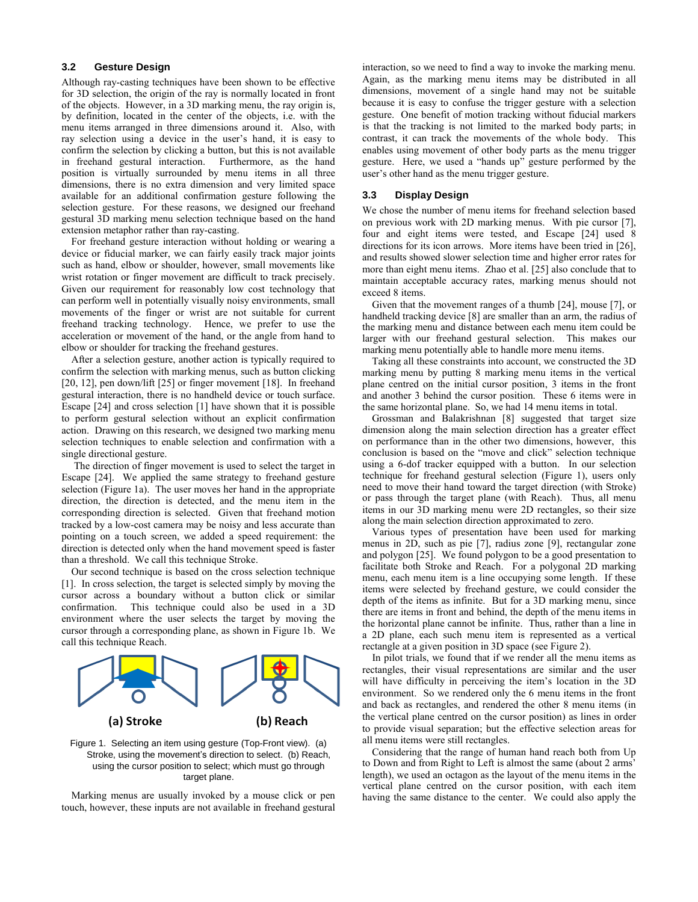### 3.2 Gesture Design

Although ray-casting techniques have been shown to be effective for 3D selection, the origin of the ray is normally located in front of the objects. However, in a 3D marking menu, the ray origin is, by definition, located in the center of the objects, i.e. with the menu items arranged in three dimensions around it. Also, with ray selection using a device in the user's hand, it is easy to confirm the selection by clicking a button, but this is not available in freehand gestural interaction. Furthermore, as the hand position is virtually surrounded by menu items in all three dimensions, there is no extra dimension and very limited space available for an additional confirmation gesture following the selection gesture. For these reasons, we designed our freehand gestural 3D marking menu selection technique based on the hand extension metaphor rather than ray-casting.

For freehand gesture interaction without holding or wearing a device or fiducial marker, we can fairly easily track major joints such as hand, elbow or shoulder, however, small movements like wrist rotation or finger movement are difficult to track precisely. Given our requirement for reasonably low cost technology that can perform well in potentially visually noisy environments, small movements of the finger or wrist are not suitable for current freehand tracking technology. Hence, we prefer to use the acceleration or movement of the hand, or the angle from hand to elbow or shoulder for tracking the freehand gestures.

After a selection gesture, another action is typically required to confirm the selection with marking menus, such as button clicking [20, 12], pen down/lift [25] or finger movement [18]. In freehand gestural interaction, there is no handheld device or touch surface. Escape [24] and cross selection [1] have shown that it is possible to perform gestural selection without an explicit confirmation action. Drawing on this research, we designed two marking menu selection techniques to enable selection and confirmation with a single directional gesture.

The direction of finger movement is used to select the target in Escape [24]. We applied the same strategy to freehand gesture selection (Figure 1a). The user moves her hand in the appropriate direction, the direction is detected, and the menu item in the corresponding direction is selected. Given that freehand motion tracked by a low-cost camera may be noisy and less accurate than pointing on a touch screen, we added a speed requirement: the direction is detected only when the hand movement speed is faster than a threshold. We call this technique Stroke.

Our second technique is based on the cross selection technique [1]. In cross selection, the target is selected simply by moving the cursor across a boundary without a button click or similar confirmation. This technique could also be used in a 3D environment where the user selects the target by moving the cursor through a corresponding plane, as shown in Figure 1b. We call this technique Reach.

Figure 1. Selecting an item using gesture (Top-Front view). (a) Stroke, using the movement's direction to select. (b) Reach, using the cursor position to select; which must go through target plane.

Marking menus are usually invoked by a mouse click or pen touch, however, these inputs are not available in freehand gestural interaction, so we need to find a way to invoke the marking menu. Again, as the marking menu items may be distributed in all dimensions, movement of a single hand may not be suitable because it is easy to confuse the trigger gesture with a selection gesture. One benefit of motion tracking without fiducial markers is that the tracking is not limited to the marked body parts; in contrast, it can track the movements of the whole body. This enables using movement of other body parts as the menu trigger gesture. Here, we used a "hands up" gesture performed by the user's other hand as the menu trigger gesture.

### 3.3 Display Design

We chose the number of menu items for freehand selection based on previous work with 2D marking menus. With pie cursor [7], four and eight items were tested, and Escape [24] used 8 directions for its icon arrows. More items have been tried in [26], and results showed slower selection time and higher error rates for more than eight menu items. Zhao et al. [25] also conclude that to maintain acceptable accuracy rates, marking menus should not exceed 8 items.

Given that the movement ranges of a thumb [24], mouse [7], or handheld tracking device [8] are smaller than an arm, the radius of the marking menu and distance between each menu item could be larger with our freehand gestural selection. This makes our marking menu potentially able to handle more menu items.

Taking all these constraints into account, we constructed the 3D marking menu by putting 8 marking menu items in the vertical plane centred on the initial cursor position, 3 items in the front and another 3 behind the cursor position. These 6 items were in the same horizontal plane. So, we had 14 menu items in total.

Grossman and Balakrishnan [8] suggested that target size dimension along the main selection direction has a greater effect on performance than in the other two dimensions, however, this conclusion is based on the "move and click" selection technique using a 6-dof tracker equipped with a button. In our selection technique for freehand gestural selection (Figure 1), users only need to move their hand toward the target direction (with Stroke) or pass through the target plane (with Reach). Thus, all menu items in our 3D marking menu were 2D rectangles, so their size along the main selection direction approximated to zero.

Various types of presentation have been used for marking menus in 2D, such as pie [7], radius zone [9], rectangular zone and polygon [25]. We found polygon to be a good presentation to facilitate both Stroke and Reach. For a polygonal 2D marking menu, each menu item is a line occupying some length. If these items were selected by freehand gesture, we could consider the depth of the items as infinite. But for a 3D marking menu, since there are items in front and behind, the depth of the menu items in the horizontal plane cannot be infinite. Thus, rather than a line in a 2D plane, each such menu item is represented as a vertical rectangle at a given position in 3D space (see Figure 2).

In pilot trials, we found that if we render all the menu items as rectangles, their visual representations are similar and the user will have difficulty in perceiving the item's location in the 3D environment. So we rendered only the 6 menu items in the front and back as rectangles, and rendered the other 8 menu items (in the vertical plane centred on the cursor position) as lines in order to provide visual separation; but the effective selection areas for all menu items were still rectangles.

Considering that the range of human hand reach both from Up to Down and from Right to Left is almost the same (about 2 arms' length), we used an octagon as the layout of the menu items in the vertical plane centred on the cursor position, with each item having the same distance to the center. We could also apply the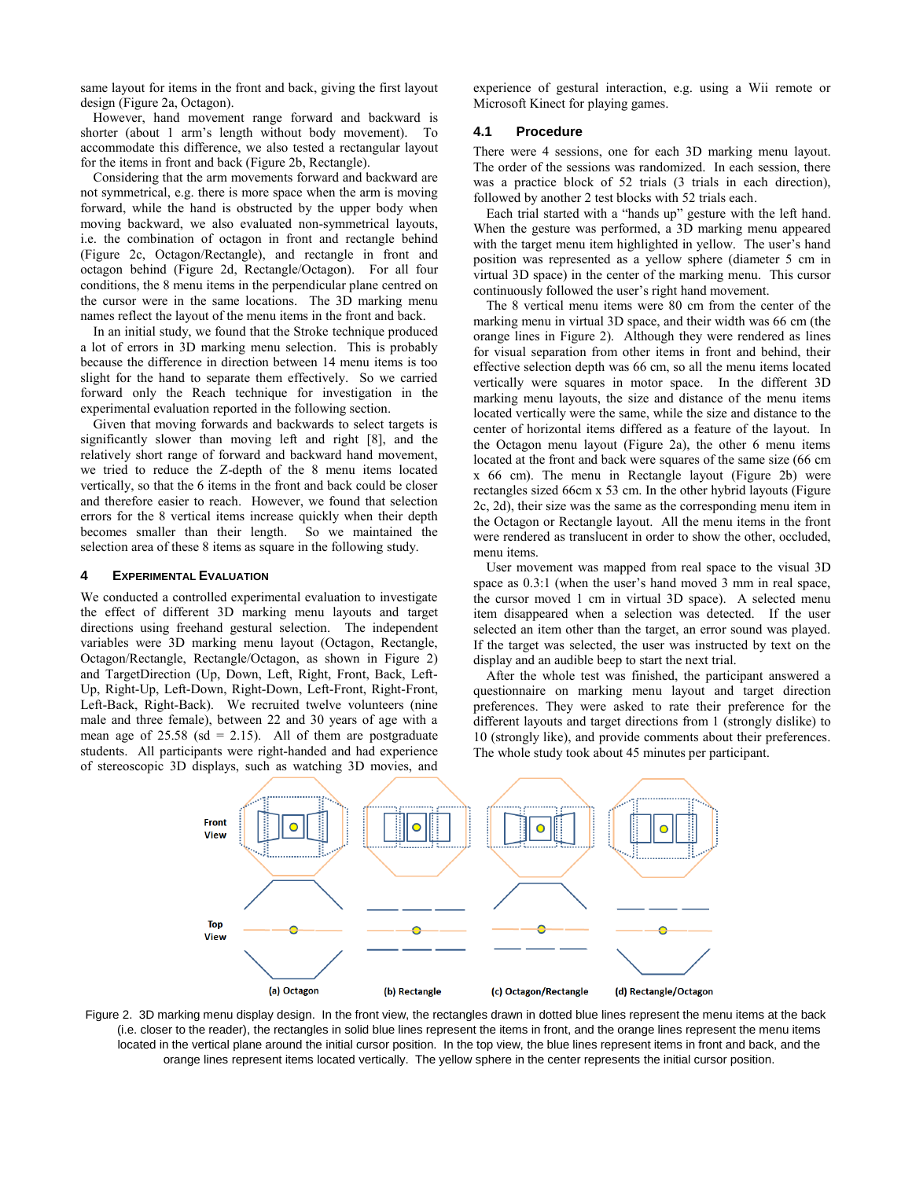same layout for items in the front and back, giving the first layout design (Figure 2a, Octagon).

However, hand movement range forward and backward is shorter (about 1 arm's length without body movement). To accommodate this difference, we also tested a rectangular layout for the items in front and back (Figure 2b, Rectangle).

Considering that the arm movements forward and backward are not symmetrical, e.g. there is more space when the arm is moving forward, while the hand is obstructed by the upper body when moving backward, we also evaluated non-symmetrical layouts, i.e. the combination of octagon in front and rectangle behind (Figure 2c, Octagon/Rectangle), and rectangle in front and octagon behind (Figure 2d, Rectangle/Octagon). For all four conditions, the 8 menu items in the perpendicular plane centred on the cursor were in the same locations. The 3D marking menu names reflect the layout of the menu items in the front and back.

In an initial study, we found that the Stroke technique produced a lot of errors in 3D marking menu selection. This is probably because the difference in direction between 14 menu items is too slight for the hand to separate them effectively. So we carried forward only the Reach technique for investigation in the experimental evaluation reported in the following section.

Given that moving forwards and backwards to select targets is significantly slower than moving left and right [8], and the relatively short range of forward and backward hand movement, we tried to reduce the Z-depth of the 8 menu items located vertically, so that the 6 items in the front and back could be closer and therefore easier to reach. However, we found that selection errors for the 8 vertical items increase quickly when their depth becomes smaller than their length. So we maintained the selection area of these 8 items as square in the following study.

## 4 Experimental Evaluation

We conducted a controlled experimental evaluation to investigate the effect of different 3D marking menu layouts and target directions using freehand gestural selection. The independent variables were 3D marking menu layout (Octagon, Rectangle, Octagon/Rectangle, Rectangle/Octagon, as shown in Figure 2) and TargetDirection (Up, Down, Left, Right, Front, Back, Left-Up, Right-Up, Left-Down, Right-Down, Left-Front, Right-Front, Left-Back, Right-Back). We recruited twelve volunteers (nine male and three female), between 22 and 30 years of age with a mean age of 25.58 (sd = 2.15). All of them are postgraduate students. All participants were right-handed and had experience of stereoscopic 3D displays, such as watching 3D movies, and experience of gestural interaction, e.g. using a Wii remote or Microsoft Kinect for playing games.

### 4.1 Procedure

There were 4 sessions, one for each 3D marking menu layout. The order of the sessions was randomized. In each session, there was a practice block of 52 trials (3 trials in each direction), followed by another 2 test blocks with 52 trials each.

Each trial started with a "hands up" gesture with the left hand. When the gesture was performed, a 3D marking menu appeared with the target menu item highlighted in yellow. The user's hand position was represented as a yellow sphere (diameter 5 cm in virtual 3D space) in the center of the marking menu. This cursor continuously followed the user's right hand movement.

The 8 vertical menu items were 80 cm from the center of the marking menu in virtual 3D space, and their width was 66 cm (the orange lines in Figure 2). Although they were rendered as lines for visual separation from other items in front and behind, their effective selection depth was 66 cm, so all the menu items located vertically were squares in motor space. In the different 3D marking menu layouts, the size and distance of the menu items located vertically were the same, while the size and distance to the center of horizontal items differed as a feature of the layout. In the Octagon menu layout (Figure 2a), the other 6 menu items located at the front and back were squares of the same size (66 cm x 66 cm). The menu in Rectangle layout (Figure 2b) were rectangles sized 66cm x 53 cm. In the other hybrid layouts (Figure 2c, 2d), their size was the same as the corresponding menu item in the Octagon or Rectangle layout. All the menu items in the front were rendered as translucent in order to show the other, occluded, menu items.

User movement was mapped from real space to the visual 3D space as 0.3:1 (when the user's hand moved 3 mm in real space, the cursor moved 1 cm in virtual 3D space). A selected menu item disappeared when a selection was detected. If the user selected an item other than the target, an error sound was played. If the target was selected, the user was instructed by text on the display and an audible beep to start the next trial.

After the whole test was finished, the participant answered a questionnaire on marking menu layout and target direction preferences. They were asked to rate their preference for the different layouts and target directions from 1 (strongly dislike) to 10 (strongly like), and provide comments about their preferences. The whole study took about 45 minutes per participant.

Figure 2. 3D marking menu display design. In the front view, the rectangles drawn in dotted blue lines represent the menu items at the back (i.e. closer to the reader), the rectangles in solid blue lines represent the items in front, and the orange lines represent the menu items located in the vertical plane around the initial cursor position. In the top view, the blue lines represent items in front and back, and the orange lines represent items located vertically. The yellow sphere in the center represents the initial cursor position.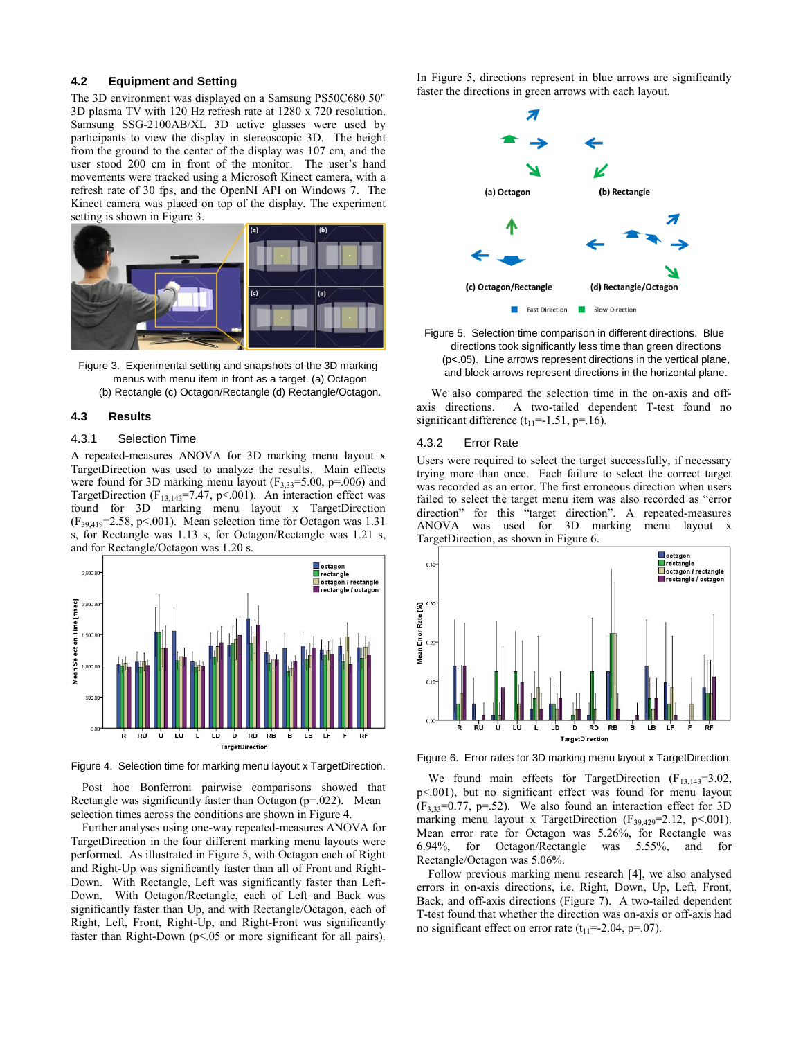### 4.2 Equipment and Setting

The 3D environment was displayed on a Samsung PS50C680 50" 3D plasma TV with 120 Hz refresh rate at 1280 x 720 resolution. Samsung SSG-2100AB/XL 3D active glasses were used by participants to view the display in stereoscopic 3D. The height from the ground to the center of the display was 107 cm, and the user stood 200 cm in front of the monitor. The user's hand movements were tracked using a Microsoft Kinect camera, with a refresh rate of 30 fps, and the OpenNI API on Windows 7. The Kinect camera was placed on top of the display. The experiment setting is shown in Figure 3.

Figure 3. Experimental setting and snapshots of the 3D marking menus with menu item in front as a target. (a) Octagon (b) Rectangle (c) Octagon/Rectangle (d) Rectangle/Octagon.

### 4.3 Results

#### 4.3.1 Selection Time

A repeated-measures ANOVA for 3D marking menu layout x TargetDirection was used to analyze the results. Main effects were found for 3D marking menu layout ($F_{3,33}$=5.00, p=.006) and TargetDirection ($F_{13,143}$=7.47, p<.001). An interaction effect was found for 3D marking menu layout x TargetDirection ($F_{39,419}$=2.58, p<.001). Mean selection time for Octagon was 1.31 s, for Rectangle was 1.13 s, for Octagon/Rectangle was 1.21 s, and for Rectangle/Octagon was 1.20 s.

Figure 4. Selection time for marking menu layout x TargetDirection.

Post hoc Bonferroni pairwise comparisons showed that Rectangle was significantly faster than Octagon (p=.022). Mean selection times across the conditions are shown in Figure 4.

Further analyses using one-way repeated-measures ANOVA for TargetDirection in the four different marking menu layouts were performed. As illustrated in Figure 5, with Octagon each of Right and Right-Up was significantly faster than all of Front and Right-Down. With Rectangle, Left was significantly faster than Left-Down. With Octagon/Rectangle, each of Left and Back was significantly faster than Up, and with Rectangle/Octagon, each of Right, Left, Front, Right-Up, and Right-Front was significantly faster than Right-Down (p<.05 or more significant for all pairs).

In Figure 5, directions represent in blue arrows are significantly faster the directions in green arrows with each layout.

Figure 5. Selection time comparison in different directions. Blue directions took significantly less time than green directions (p<.05). Line arrows represent directions in the vertical plane, and block arrows represent directions in the horizontal plane.

We also compared the selection time in the on-axis and off-axis directions. A two-tailed dependent T-test found no significant difference ($t_{11}$=-1.51, p=.16).

#### 4.3.2 Error Rate

Users were required to select the target successfully, if necessary trying more than once. Each failure to select the correct target was recorded as an error. The first erroneous direction when users failed to select the target menu item was also recorded as "error direction" for this "target direction". A repeated-measures ANOVA was used for 3D marking menu layout x TargetDirection, as shown in Figure 6.

Figure 6. Error rates for 3D marking menu layout x TargetDirection.

We found main effects for TargetDirection ($F_{13,143}$=3.02, p<.001), but no significant effect was found for menu layout ($F_{3,33}$=0.77, p=.52). We also found an interaction effect for 3D marking menu layout x TargetDirection ($F_{39,429}$=2.12, p<.001). Mean error rate for Octagon was 5.26%, for Rectangle was 6.94%, for Octagon/Rectangle was 5.55%, and for Rectangle/Octagon was 5.06%.

Follow previous marking menu research [4], we also analysed errors in on-axis directions, i.e. Right, Down, Up, Left, Front, Back, and off-axis directions (Figure 7). A two-tailed dependent T-test found that whether the direction was on-axis or off-axis had no significant effect on error rate ($t_{11}$=-2.04, p=.07).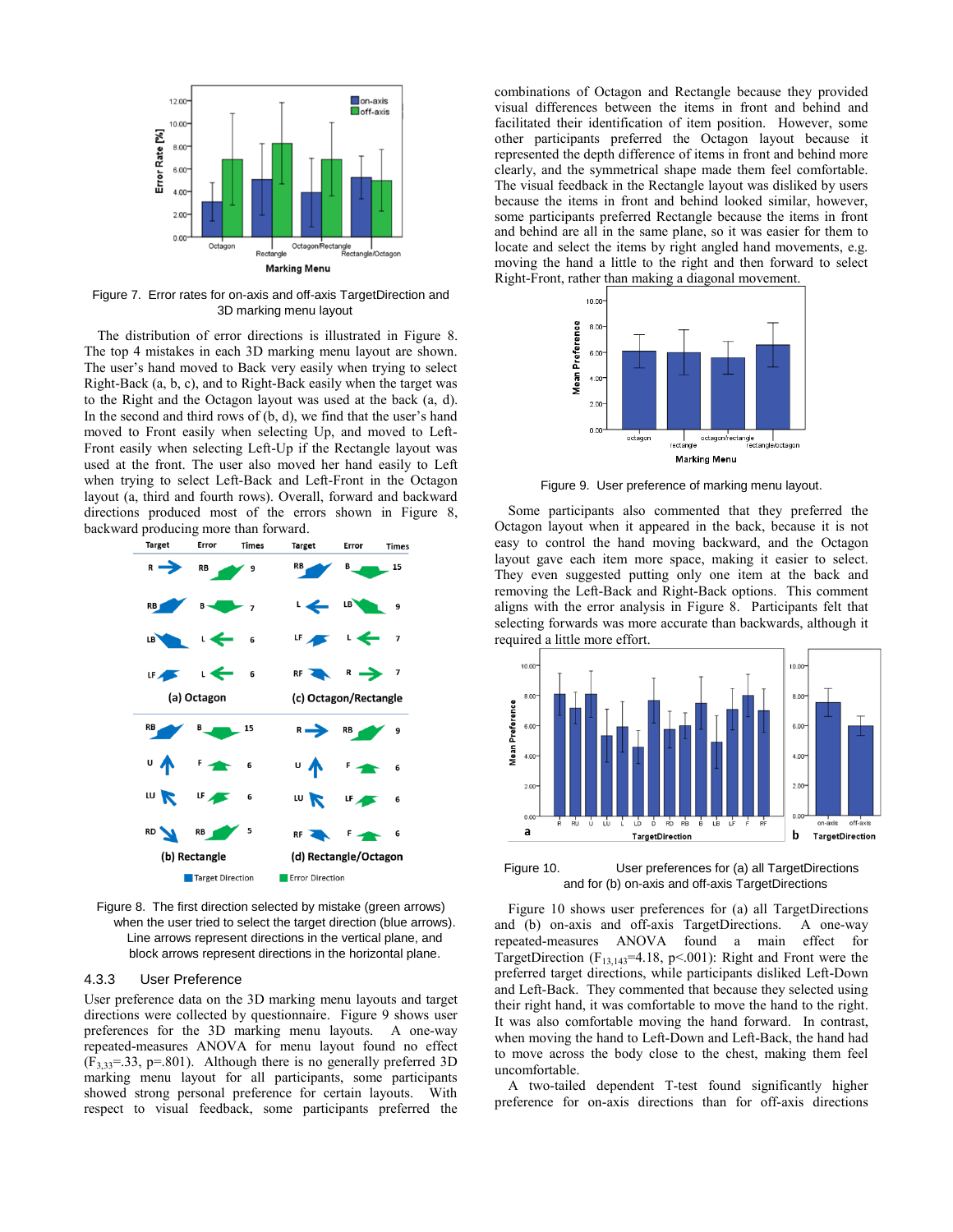Figure 7. Error rates for on-axis and off-axis TargetDirection and 3D marking menu layout

The distribution of error directions is illustrated in Figure 8. The top 4 mistakes in each 3D marking menu layout are shown. The user's hand moved to Back very easily when trying to select Right-Back (a, b, c), and to Right-Back easily when the target was to the Right and the Octagon layout was used at the back (a, d). In the second and third rows of (b, d), we find that the user's hand moved to Front easily when selecting Up, and moved to Left-Front easily when selecting Left-Up if the Rectangle layout was used at the front. The user also moved her hand easily to Left when trying to select Left-Back and Left-Front in the Octagon layout (a, third and fourth rows). Overall, forward and backward directions produced most of the errors shown in Figure 8, backward producing more than forward.

Figure 8. The first direction selected by mistake (green arrows) when the user tried to select the target direction (blue arrows). Line arrows represent directions in the vertical plane, and block arrows represent directions in the horizontal plane.

### 4.3.3 User Preference

User preference data on the 3D marking menu layouts and target directions were collected by questionnaire. Figure 9 shows user preferences for the 3D marking menu layouts. A one-way repeated-measures ANOVA for menu layout found no effect ($F_{3,33}$=.33, p=.801). Although there is no generally preferred 3D marking menu layout for all participants, some participants showed strong personal preference for certain layouts. With respect to visual feedback, some participants preferred the combinations of Octagon and Rectangle because they provided visual differences between the items in front and behind and facilitated their identification of item position. However, some other participants preferred the Octagon layout because it represented the depth difference of items in front and behind more clearly, and the symmetrical shape made them feel comfortable. The visual feedback in the Rectangle layout was disliked by users because the items in front and behind looked similar, however, some participants preferred Rectangle because the items in front and behind are all in the same plane, so it was easier for them to locate and select the items by right angled hand movements, e.g. moving the hand a little to the right and then forward to select Right-Front, rather than making a diagonal movement.

Figure 9. User preference of marking menu layout.

Some participants also commented that they preferred the Octagon layout when it appeared in the back, because it is not easy to control the hand moving backward, and the Octagon layout gave each item more space, making it easier to select. They even suggested putting only one item at the back and removing the Left-Back and Right-Back options. This comment aligns with the error analysis in Figure 8. Participants felt that selecting forwards was more accurate than backwards, although it required a little more effort.

Figure 10. User preferences for (a) all TargetDirections and for (b) on-axis and off-axis TargetDirections

Figure 10 shows user preferences for (a) all TargetDirections and (b) on-axis and off-axis TargetDirections. A one-way repeated-measures ANOVA found a main effect for TargetDirection ($F_{13,143}$=4.18, p<.001): Right and Front were the preferred target directions, while participants disliked Left-Down and Left-Back. They commented that because they selected using their right hand, it was comfortable to move the hand to the right. It was also comfortable moving the hand forward. In contrast, when moving the hand to Left-Down and Left-Back, the hand had to move across the body close to the chest, making them feel uncomfortable.

A two-tailed dependent T-test found significantly higher preference for on-axis directions than for off-axis directions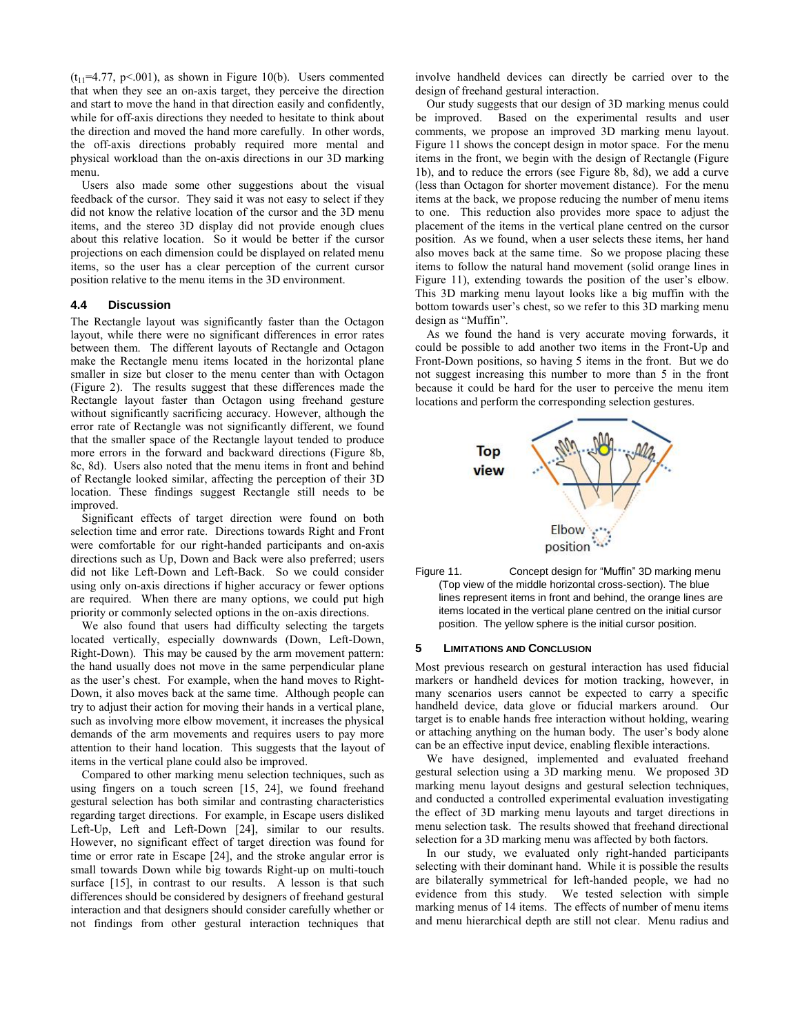($t_{11}$=4.77, $p<.001$), as shown in Figure 10(b). Users commented that when they see an on-axis target, they perceive the direction and start to move the hand in that direction easily and confidently, while for off-axis directions they needed to hesitate to think about the direction and moved the hand more carefully. In other words, the off-axis directions probably required more mental and physical workload than the on-axis directions in our 3D marking menu.

Users also made some other suggestions about the visual feedback of the cursor. They said it was not easy to select if they did not know the relative location of the cursor and the 3D menu items, and the stereo 3D display did not provide enough clues about this relative location. So it would be better if the cursor projections on each dimension could be displayed on related menu items, so the user has a clear perception of the current cursor position relative to the menu items in the 3D environment.

### 4.4 Discussion

The Rectangle layout was significantly faster than the Octagon layout, while there were no significant differences in error rates between them. The different layouts of Rectangle and Octagon make the Rectangle menu items located in the horizontal plane smaller in size but closer to the menu center than with Octagon (Figure 2). The results suggest that these differences made the Rectangle layout faster than Octagon using freehand gesture without significantly sacrificing accuracy. However, although the error rate of Rectangle was not significantly different, we found that the smaller space of the Rectangle layout tended to produce more errors in the forward and backward directions (Figure 8b, 8c, 8d). Users also noted that the menu items in front and behind of Rectangle looked similar, affecting the perception of their 3D location. These findings suggest Rectangle still needs to be improved.

Significant effects of target direction were found on both selection time and error rate. Directions towards Right and Front were comfortable for our right-handed participants and on-axis directions such as Up, Down and Back were also preferred; users did not like Left-Down and Left-Back. So we could consider using only on-axis directions if higher accuracy or fewer options are required. When there are many options, we could put high priority or commonly selected options in the on-axis directions.

We also found that users had difficulty selecting the targets located vertically, especially downwards (Down, Left-Down, Right-Down). This may be caused by the arm movement pattern: the hand usually does not move in the same perpendicular plane as the user's chest. For example, when the hand moves to Right-Down, it also moves back at the same time. Although people can try to adjust their action for moving their hands in a vertical plane, such as involving more elbow movement, it increases the physical demands of the arm movements and requires users to pay more attention to their hand location. This suggests that the layout of items in the vertical plane could also be improved.

Compared to other marking menu selection techniques, such as using fingers on a touch screen [15, 24], we found freehand gestural selection has both similar and contrasting characteristics regarding target directions. For example, in Escape users disliked Left-Up, Left and Left-Down [24], similar to our results. However, no significant effect of target direction was found for time or error rate in Escape [24], and the stroke angular error is small towards Down while big towards Right-up on multi-touch surface [15], in contrast to our results. A lesson is that such differences should be considered by designers of freehand gestural interaction and that designers should consider carefully whether or not findings from other gestural interaction techniques that involve handheld devices can directly be carried over to the design of freehand gestural interaction.

Our study suggests that our design of 3D marking menus could be improved. Based on the experimental results and user comments, we propose an improved 3D marking menu layout. Figure 11 shows the concept design in motor space. For the menu items in the front, we begin with the design of Rectangle (Figure 1b), and to reduce the errors (see Figure 8b, 8d), we add a curve (less than Octagon for shorter movement distance). For the menu items at the back, we propose reducing the number of menu items to one. This reduction also provides more space to adjust the placement of the items in the vertical plane centred on the cursor position. As we found, when a user selects these items, her hand also moves back at the same time. So we propose placing these items to follow the natural hand movement (solid orange lines in Figure 11), extending towards the position of the user's elbow. This 3D marking menu layout looks like a big muffin with the bottom towards user's chest, so we refer to this 3D marking menu design as "Muffin".

As we found the hand is very accurate moving forwards, it could be possible to add another two items in the Front-Up and Front-Down positions, so having 5 items in the front. But we do not suggest increasing this number to more than 5 in the front because it could be hard for the user to perceive the menu item locations and perform the corresponding selection gestures.

Figure 11. Concept design for "Muffin" 3D marking menu (Top view of the middle horizontal cross-section). The blue lines represent items in front and behind, the orange lines are items located in the vertical plane centred on the initial cursor position. The yellow sphere is the initial cursor position.

## 5 Limitations and Conclusion

Most previous research on gestural interaction has used fiducial markers or handheld devices for motion tracking, however, in many scenarios users cannot be expected to carry a specific handheld device, data glove or fiducial markers around. Our target is to enable hands free interaction without holding, wearing or attaching anything on the human body. The user's body alone can be an effective input device, enabling flexible interactions.

We have designed, implemented and evaluated freehand gestural selection using a 3D marking menu. We proposed 3D marking menu layout designs and gestural selection techniques, and conducted a controlled experimental evaluation investigating the effect of 3D marking menu layouts and target directions in menu selection task. The results showed that freehand directional selection for a 3D marking menu was affected by both factors.

In our study, we evaluated only right-handed participants selecting with their dominant hand. While it is possible the results are bilaterally symmetrical for left-handed people, we had no evidence from this study. We tested selection with simple marking menus of 14 items. The effects of number of menu items and menu hierarchical depth are still not clear. Menu radius and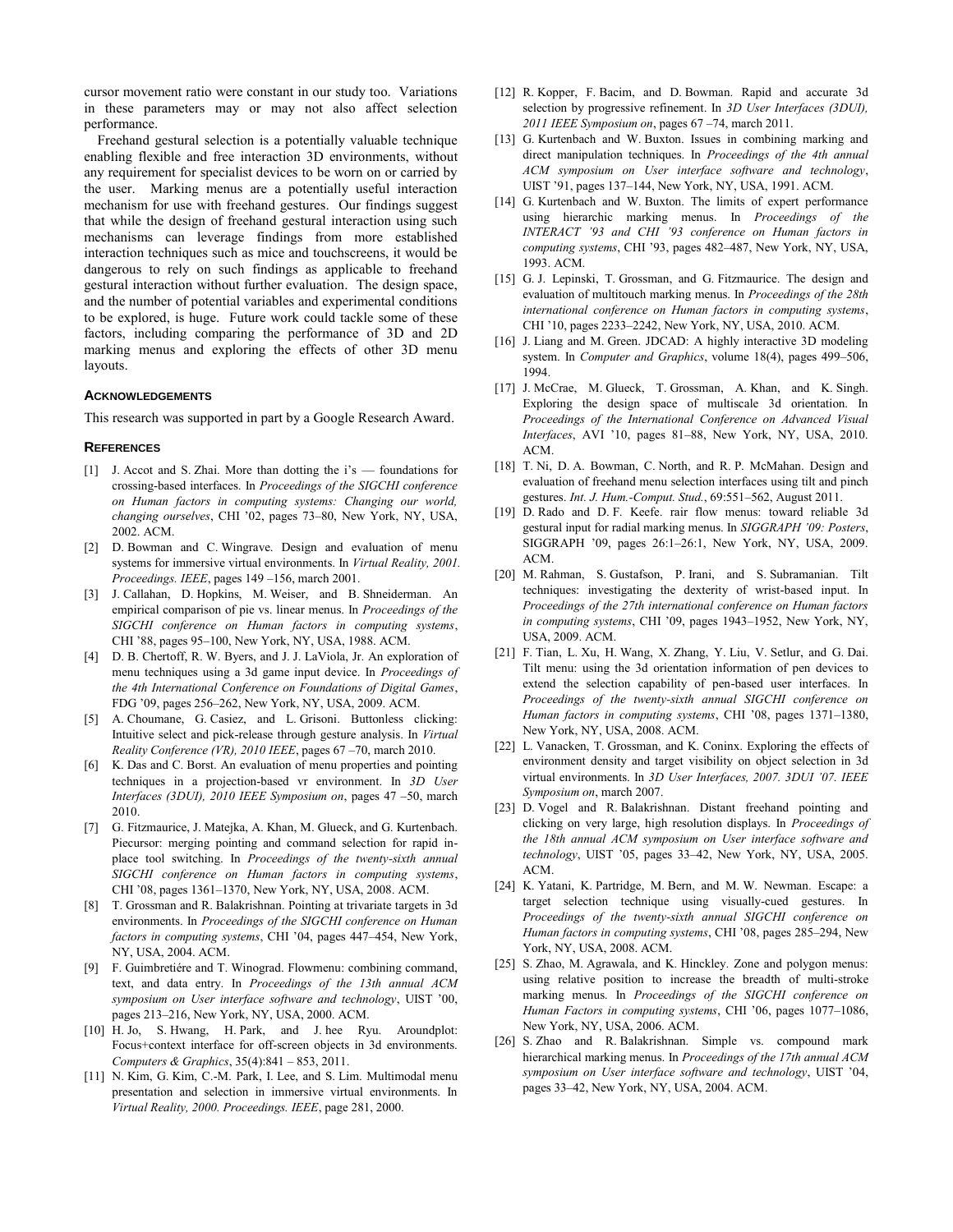cursor movement ratio were constant in our study too. Variations in these parameters may or may not also affect selection performance.

Freehand gestural selection is a potentially valuable technique enabling flexible and free interaction 3D environments, without any requirement for specialist devices to be worn on or carried by the user. Marking menus are a potentially useful interaction mechanism for use with freehand gestures. Our findings suggest that while the design of freehand gestural interaction using such mechanisms can leverage findings from more established interaction techniques such as mice and touchscreens, it would be dangerous to rely on such findings as applicable to freehand gestural interaction without further evaluation. The design space, and the number of potential variables and experimental conditions to be explored, is huge. Future work could tackle some of these factors, including comparing the performance of 3D and 2D marking menus and exploring the effects of other 3D menu layouts.

### ACKNOWLEDGEMENTS

This research was supported in part by a Google Research Award.

### REFERENCES

[1] J. Accot and S. Zhai. More than dotting the i's — foundations for crossing-based interfaces. In *Proceedings of the SIGCHI conference on Human factors in computing systems: Changing our world, changing ourselves*, CHI '02, pages 73–80, New York, NY, USA, 2002. ACM.

[2] D. Bowman and C. Wingrave. Design and evaluation of menu systems for immersive virtual environments. In *Virtual Reality, 2001. Proceedings. IEEE*, pages 149 –156, march 2001.

[3] J. Callahan, D. Hopkins, M. Weiser, and B. Shneiderman. An empirical comparison of pie vs. linear menus. In *Proceedings of the SIGCHI conference on Human factors in computing systems*, CHI '88, pages 95–100, New York, NY, USA, 1988. ACM.

[4] D. B. Chertoff, R. W. Byers, and J. J. LaViola, Jr. An exploration of menu techniques using a 3d game input device. In *Proceedings of the 4th International Conference on Foundations of Digital Games*, FDG '09, pages 256–262, New York, NY, USA, 2009. ACM.

[5] A. Choumane, G. Casiez, and L. Grisoni. Buttonless clicking: Intuitive select and pick-release through gesture analysis. In *Virtual Reality Conference (VR), 2010 IEEE*, pages 67 –70, march 2010.

[6] K. Das and C. Borst. An evaluation of menu properties and pointing techniques in a projection-based vr environment. In *3D User Interfaces (3DUI), 2010 IEEE Symposium on*, pages 47 –50, march 2010.

[7] G. Fitzmaurice, J. Matejka, A. Khan, M. Glueck, and G. Kurtenbach. Piecursor: merging pointing and command selection for rapid in-place tool switching. In *Proceedings of the twenty-sixth annual SIGCHI conference on Human factors in computing systems*, CHI '08, pages 1361–1370, New York, NY, USA, 2008. ACM.

[8] T. Grossman and R. Balakrishnan. Pointing at trivariate targets in 3d environments. In *Proceedings of the SIGCHI conference on Human factors in computing systems*, CHI '04, pages 447–454, New York, NY, USA, 2004. ACM.

[9] F. Guimbretiére and T. Winograd. Flowmenu: combining command, text, and data entry. In *Proceedings of the 13th annual ACM symposium on User interface software and technology*, UIST '00, pages 213–216, New York, NY, USA, 2000. ACM.

[10] H. Jo, S. Hwang, H. Park, and J. hee Ryu. Aroundplot: Focus+context interface for off-screen objects in 3d environments. *Computers & Graphics*, 35(4):841 – 853, 2011.

[11] N. Kim, G. Kim, C.-M. Park, I. Lee, and S. Lim. Multimodal menu presentation and selection in immersive virtual environments. In *Virtual Reality, 2000. Proceedings. IEEE*, page 281, 2000.

[12] R. Kopper, F. Bacim, and D. Bowman. Rapid and accurate 3d selection by progressive refinement. In *3D User Interfaces (3DUI), 2011 IEEE Symposium on*, pages 67 –74, march 2011.

[13] G. Kurtenbach and W. Buxton. Issues in combining marking and direct manipulation techniques. In *Proceedings of the 4th annual ACM symposium on User interface software and technology*, UIST '91, pages 137–144, New York, NY, USA, 1991. ACM.

[14] G. Kurtenbach and W. Buxton. The limits of expert performance using hierarchic marking menus. In *Proceedings of the INTERACT '93 and CHI '93 conference on Human factors in computing systems*, CHI '93, pages 482–487, New York, NY, USA, 1993. ACM.

[15] G. J. Lepinski, T. Grossman, and G. Fitzmaurice. The design and evaluation of multitouch marking menus. In *Proceedings of the 28th international conference on Human factors in computing systems*, CHI '10, pages 2233–2242, New York, NY, USA, 2010. ACM.

[16] J. Liang and M. Green. JDCAD: A highly interactive 3D modeling system. In *Computer and Graphics*, volume 18(4), pages 499–506, 1994.

[17] J. McCrae, M. Glueck, T. Grossman, A. Khan, and K. Singh. Exploring the design space of multiscale 3d orientation. In *Proceedings of the International Conference on Advanced Visual Interfaces*, AVI '10, pages 81–88, New York, NY, USA, 2010. ACM.

[18] T. Ni, D. A. Bowman, C. North, and R. P. McMahan. Design and evaluation of freehand menu selection interfaces using tilt and pinch gestures. *Int. J. Hum.-Comput. Stud.*, 69:551–562, August 2011.

[19] D. Rado and D. F. Keefe. rair flow menus: toward reliable 3d gestural input for radial marking menus. In *SIGGRAPH '09: Posters*, SIGGRAPH '09, pages 26:1–26:1, New York, NY, USA, 2009. ACM.

[20] M. Rahman, S. Gustafson, P. Irani, and S. Subramanian. Tilt techniques: investigating the dexterity of wrist-based input. In *Proceedings of the 27th international conference on Human factors in computing systems*, CHI '09, pages 1943–1952, New York, NY, USA, 2009. ACM.

[21] F. Tian, L. Xu, H. Wang, X. Zhang, Y. Liu, V. Setlur, and G. Dai. Tilt menu: using the 3d orientation information of pen devices to extend the selection capability of pen-based user interfaces. In *Proceedings of the twenty-sixth annual SIGCHI conference on Human factors in computing systems*, CHI '08, pages 1371–1380, New York, NY, USA, 2008. ACM.

[22] L. Vanacken, T. Grossman, and K. Coninx. Exploring the effects of environment density and target visibility on object selection in 3d virtual environments. In *3D User Interfaces, 2007. 3DUI '07. IEEE Symposium on*, march 2007.

[23] D. Vogel and R. Balakrishnan. Distant freehand pointing and clicking on very large, high resolution displays. In *Proceedings of the 18th annual ACM symposium on User interface software and technology*, UIST '05, pages 33–42, New York, NY, USA, 2005. ACM.

[24] K. Yatani, K. Partridge, M. Bern, and M. W. Newman. Escape: a target selection technique using visually-cued gestures. In *Proceedings of the twenty-sixth annual SIGCHI conference on Human factors in computing systems*, CHI '08, pages 285–294, New York, NY, USA, 2008. ACM.

[25] S. Zhao, M. Agrawala, and K. Hinckley. Zone and polygon menus: using relative position to increase the breadth of multi-stroke marking menus. In *Proceedings of the SIGCHI conference on Human Factors in computing systems*, CHI '06, pages 1077–1086, New York, NY, USA, 2006. ACM.

[26] S. Zhao and R. Balakrishnan. Simple vs. compound mark hierarchical marking menus. In *Proceedings of the 17th annual ACM symposium on User interface software and technology*, UIST '04, pages 33–42, New York, NY, USA, 2004. ACM.